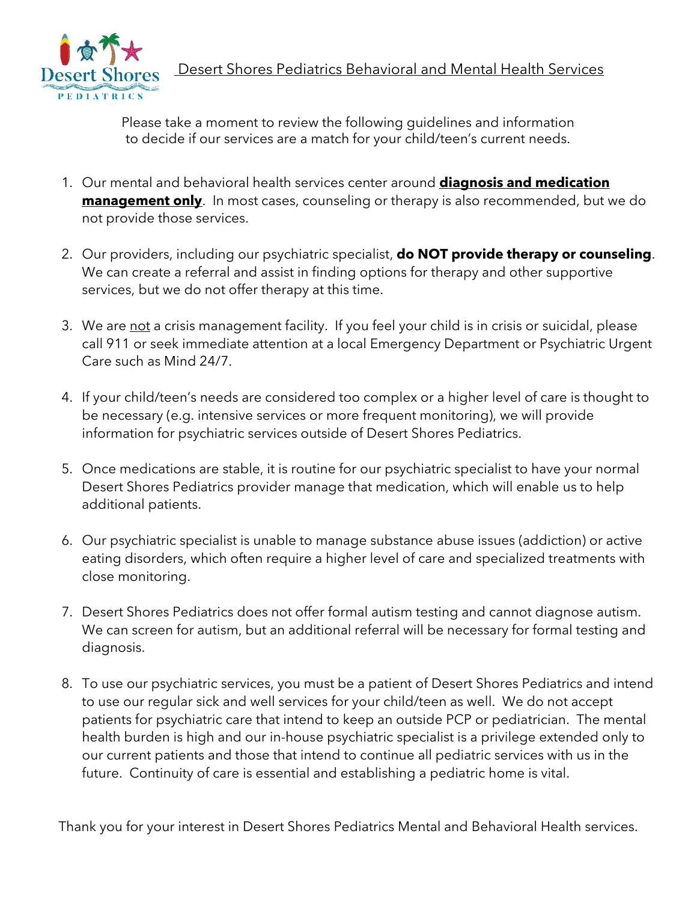# Desert Shores Pediatrics Behavioral and Mental Health Services

Please take a moment to review the following guidelines and information to decide if our services are a match for your child/teen's current needs.

1. Our mental and behavioral health services center around **diagnosis and medication management only**. In most cases, counseling or therapy is also recommended, but we do not provide those services.

2. Our providers, including our psychiatric specialist, **do NOT provide therapy or counseling**. We can create a referral and assist in finding options for therapy and other supportive services, but we do not offer therapy at this time.

3. We are not a crisis management facility. If you feel your child is in crisis or suicidal, please call 911 or seek immediate attention at a local Emergency Department or Psychiatric Urgent Care such as Mind 24/7.

4. If your child/teen's needs are considered too complex or a higher level of care is thought to be necessary (e.g. intensive services or more frequent monitoring), we will provide information for psychiatric services outside of Desert Shores Pediatrics.

5. Once medications are stable, it is routine for our psychiatric specialist to have your normal Desert Shores Pediatrics provider manage that medication, which will enable us to help additional patients.

6. Our psychiatric specialist is unable to manage substance abuse issues (addiction) or active eating disorders, which often require a higher level of care and specialized treatments with close monitoring.

7. Desert Shores Pediatrics does not offer formal autism testing and cannot diagnose autism. We can screen for autism, but an additional referral will be necessary for formal testing and diagnosis.

8. To use our psychiatric services, you must be a patient of Desert Shores Pediatrics and intend to use our regular sick and well services for your child/teen as well. We do not accept patients for psychiatric care that intend to keep an outside PCP or pediatrician. The mental health burden is high and our in-house psychiatric specialist is a privilege extended only to our current patients and those that intend to continue all pediatric services with us in the future. Continuity of care is essential and establishing a pediatric home is vital.

Thank you for your interest in Desert Shores Pediatrics Mental and Behavioral Health services.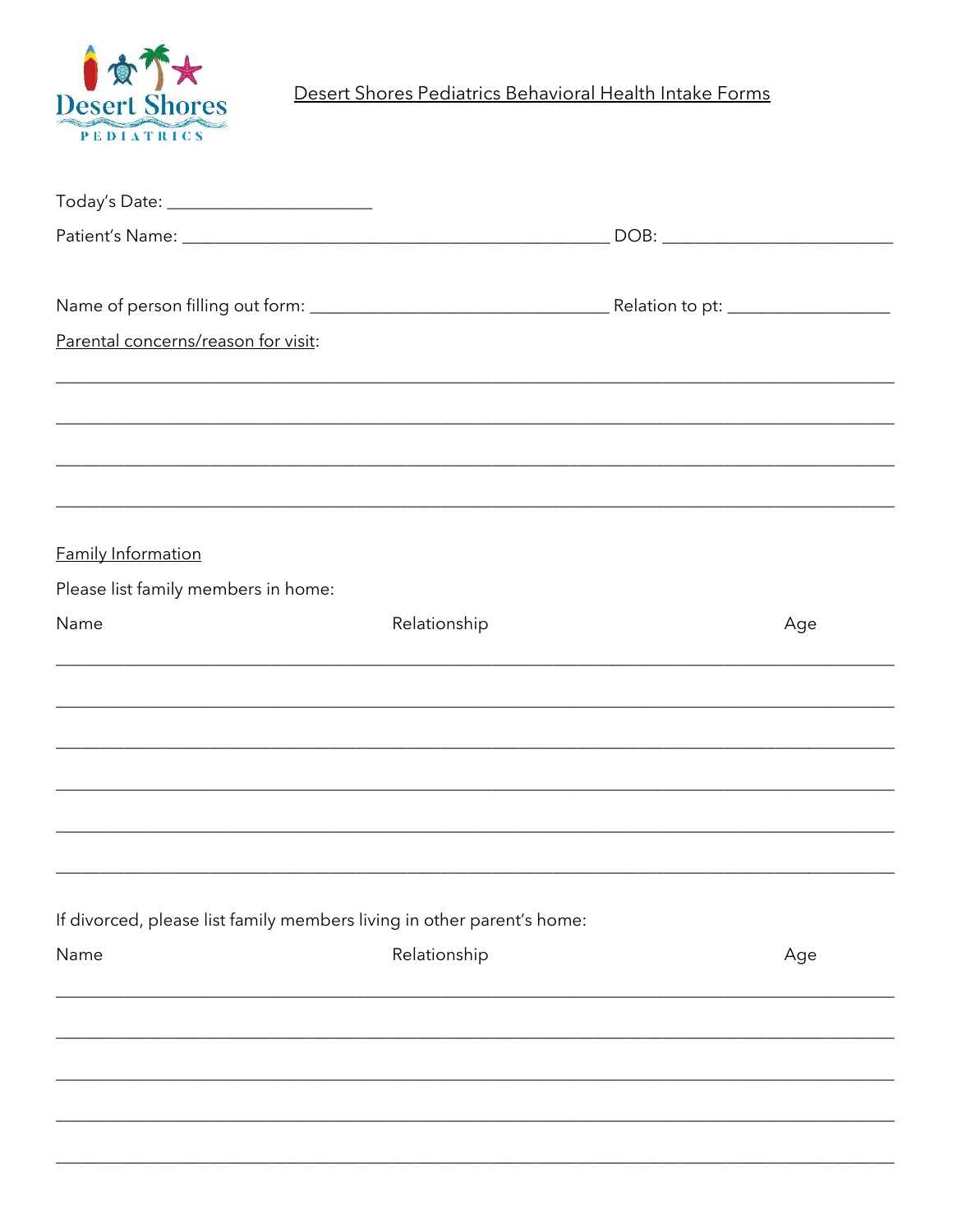Desert Shores Pediatrics

# Desert Shores Pediatrics Behavioral Health Intake Forms

Today's Date: ______________________

Patient's Name: ______________________________________________ DOB: _________________________

Name of person filling out form: ________________________________ Relation to pt: _________________

Parental concerns/reason for visit:

_____________________________________________________________________________________

_____________________________________________________________________________________

_____________________________________________________________________________________

_____________________________________________________________________________________

## Family Information

Please list family members in home:

| Name | Relationship | Age |
|---|---|---|
| | | |
| | | |
| | | |
| | | |
| | | |
| | | |

If divorced, please list family members living in other parent's home:

| Name | Relationship | Age |
|---|---|---|
| | | |
| | | |
| | | |
| | | |
| | | |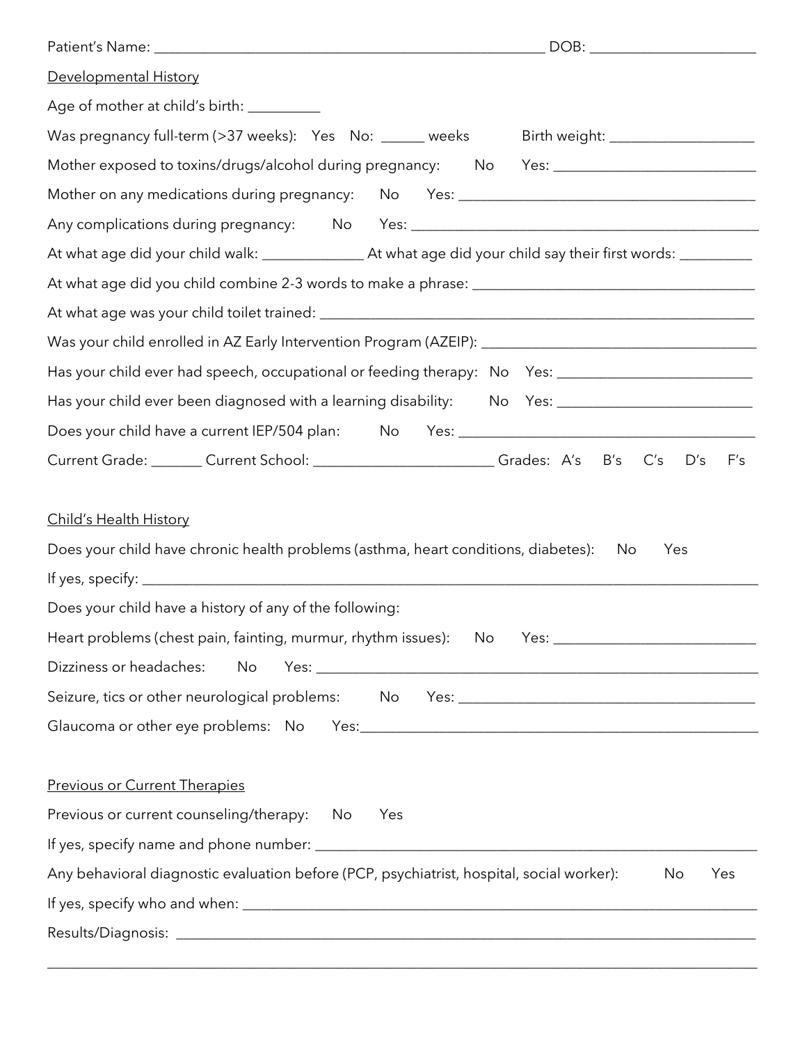Patient's Name: ______________________________________________________ DOB: _______________________

Developmental History

Age of mother at child's birth: __________

Was pregnancy full-term (>37 weeks): Yes No: ______ weeks Birth weight: ____________________

Mother exposed to toxins/drugs/alcohol during pregnancy: No Yes: ____________________________

Mother on any medications during pregnancy: No Yes: __________________________________________

Any complications during pregnancy: No Yes: _________________________________________________

At what age did your child walk: ______________ At what age did your child say their first words: __________

At what age did you child combine 2-3 words to make a phrase: ________________________________________

At what age was your child toilet trained: ______________________________________________________________

Was your child enrolled in AZ Early Intervention Program (AZEIP): _______________________________________

Has your child ever had speech, occupational or feeding therapy: No Yes: __________________________

Has your child ever been diagnosed with a learning disability: No Yes: __________________________

Does your child have a current IEP/504 plan: No Yes: ___________________________________________

Current Grade: _______ Current School: _________________________ Grades: A's B's C's D's F's

Child's Health History

Does your child have chronic health problems (asthma, heart conditions, diabetes): No Yes

If yes, specify: _____________________________________________________________________________________

Does your child have a history of any of the following:

Heart problems (chest pain, fainting, murmur, rhythm issues): No Yes: ____________________________

Dizziness or headaches: No Yes: _______________________________________________________________

Seizure, tics or other neurological problems: No Yes: ___________________________________________

Glaucoma or other eye problems: No Yes:_______________________________________________________

Previous or Current Therapies

Previous or current counseling/therapy: No Yes

If yes, specify name and phone number: _______________________________________________________________

Any behavioral diagnostic evaluation before (PCP, psychiatrist, hospital, social worker): No Yes

If yes, specify who and when: ___________________________________________________________________________

Results/Diagnosis: ____________________________________________________________________________________

______________________________________________________________________________________________________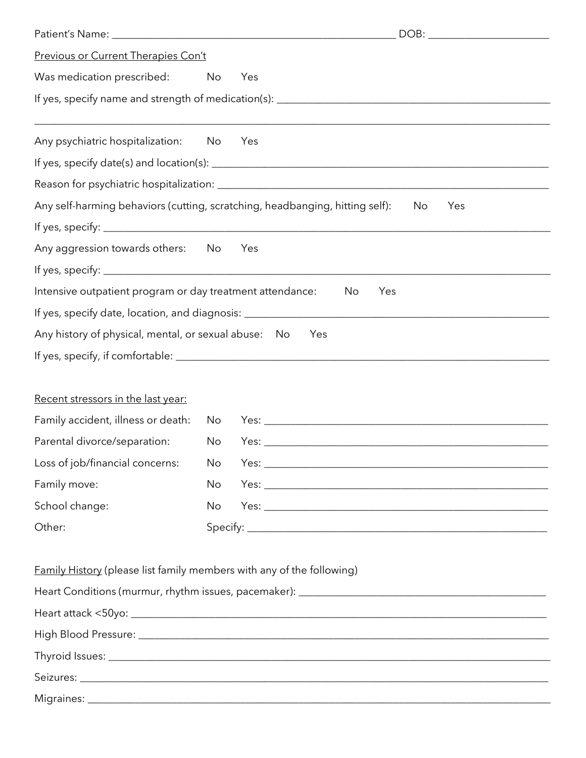Patient's Name: ______________________________________________________ DOB: ______________________

Previous or Current Therapies Con't

Was medication prescribed: No Yes

If yes, specify name and strength of medication(s): __________________________________________________

__________________________________________________________________________________________________

Any psychiatric hospitalization: No Yes

If yes, specify date(s) and location(s): _______________________________________________________________

Reason for psychiatric hospitalization: _______________________________________________________________

Any self-harming behaviors (cutting, scratching, headbanging, hitting self): No Yes

If yes, specify: _______________________________________________________________________________________

Any aggression towards others: No Yes

If yes, specify: _______________________________________________________________________________________

Intensive outpatient program or day treatment attendance: No Yes

If yes, specify date, location, and diagnosis: _________________________________________________________

Any history of physical, mental, or sexual abuse: No Yes

If yes, specify, if comfortable: _____________________________________________________________________

Recent stressors in the last year:

Family accident, illness or death: No Yes: ___________________________________________________

Parental divorce/separation: No Yes: ___________________________________________________

Loss of job/financial concerns: No Yes: ___________________________________________________

Family move: No Yes: ___________________________________________________

School change: No Yes: ___________________________________________________

Other: Specify: _________________________________________________

Family History (please list family members with any of the following)

Heart Conditions (murmur, rhythm issues, pacemaker): _________________________________________

Heart attack <50yo: _________________________________________________________________________________

High Blood Pressure: ________________________________________________________________________________

Thyroid Issues: ______________________________________________________________________________________

Seizures: ____________________________________________________________________________________________

Migraines: ___________________________________________________________________________________________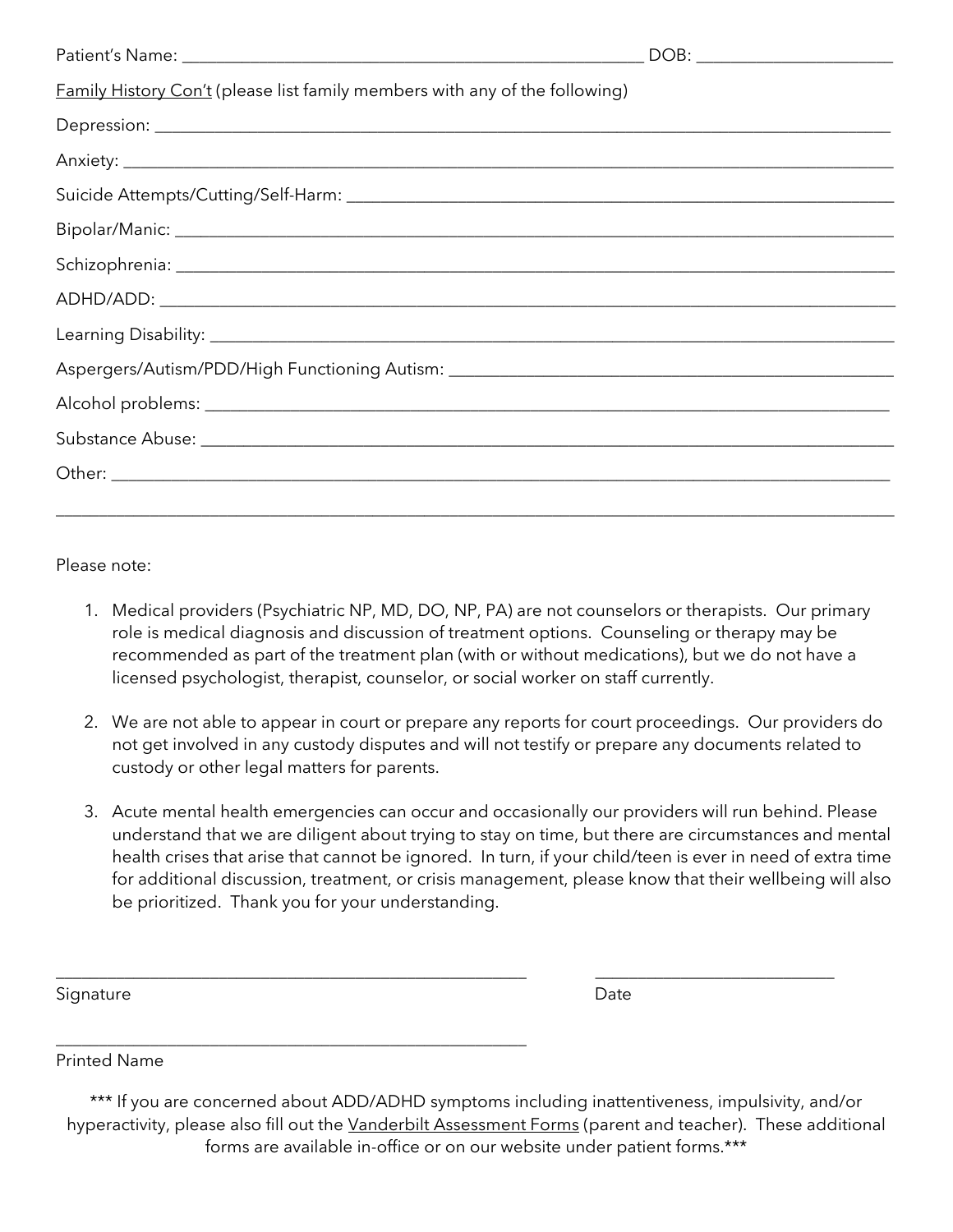Patient's Name: _______________________________________________ DOB: ____________________

Family History Con't (please list family members with any of the following)

Depression: ______________________________________________________________________________

Anxiety: _________________________________________________________________________________

Suicide Attempts/Cutting/Self-Harm: ________________________________________________________

Bipolar/Manic: ____________________________________________________________________________

Schizophrenia: ____________________________________________________________________________

ADHD/ADD: _______________________________________________________________________________

Learning Disability: ________________________________________________________________________

Aspergers/Autism/PDD/High Functioning Autism: _______________________________________________

Alcohol problems: __________________________________________________________________________

Substance Abuse: ___________________________________________________________________________

Other: ____________________________________________________________________________________

__________________________________________________________________________________________

Please note:

1. Medical providers (Psychiatric NP, MD, DO, NP, PA) are not counselors or therapists. Our primary role is medical diagnosis and discussion of treatment options. Counseling or therapy may be recommended as part of the treatment plan (with or without medications), but we do not have a licensed psychologist, therapist, counselor, or social worker on staff currently.

2. We are not able to appear in court or prepare any reports for court proceedings. Our providers do not get involved in any custody disputes and will not testify or prepare any documents related to custody or other legal matters for parents.

3. Acute mental health emergencies can occur and occasionally our providers will run behind. Please understand that we are diligent about trying to stay on time, but there are circumstances and mental health crises that arise that cannot be ignored. In turn, if your child/teen is ever in need of extra time for additional discussion, treatment, or crisis management, please know that their wellbeing will also be prioritized. Thank you for your understanding.

_______________________________________________ ________________________

Signature Date

_______________________________________________

Printed Name

*** If you are concerned about ADD/ADHD symptoms including inattentiveness, impulsivity, and/or hyperactivity, please also fill out the Vanderbilt Assessment Forms (parent and teacher). These additional forms are available in-office or on our website under patient forms.***